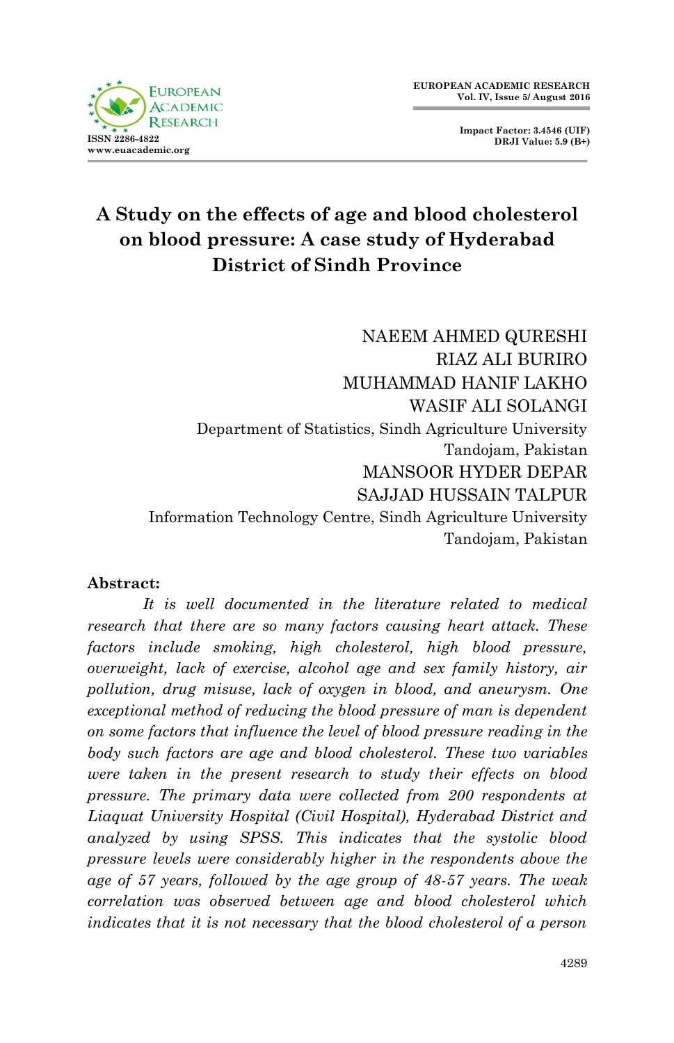# A Study on the effects of age and blood cholesterol on blood pressure: A case study of Hyderabad District of Sindh Province

NAEEM AHMED QURESHI  
RIAZ ALI BURIRO  
MUHAMMAD HANIF LAKHO  
WASIF ALI SOLANGI  
Department of Statistics, Sindh Agriculture University  
Tandojam, Pakistan  
MANSOOR HYDER DEPAR  
SAJJAD HUSSAIN TALPUR  
Information Technology Centre, Sindh Agriculture University  
Tandojam, Pakistan

**Abstract:**

*It is well documented in the literature related to medical research that there are so many factors causing heart attack. These factors include smoking, high cholesterol, high blood pressure, overweight, lack of exercise, alcohol age and sex family history, air pollution, drug misuse, lack of oxygen in blood, and aneurysm. One exceptional method of reducing the blood pressure of man is dependent on some factors that influence the level of blood pressure reading in the body such factors are age and blood cholesterol. These two variables were taken in the present research to study their effects on blood pressure. The primary data were collected from 200 respondents at Liaquat University Hospital (Civil Hospital), Hyderabad District and analyzed by using SPSS. This indicates that the systolic blood pressure levels were considerably higher in the respondents above the age of 57 years, followed by the age group of 48-57 years. The weak correlation was observed between age and blood cholesterol which indicates that it is not necessary that the blood cholesterol of a person*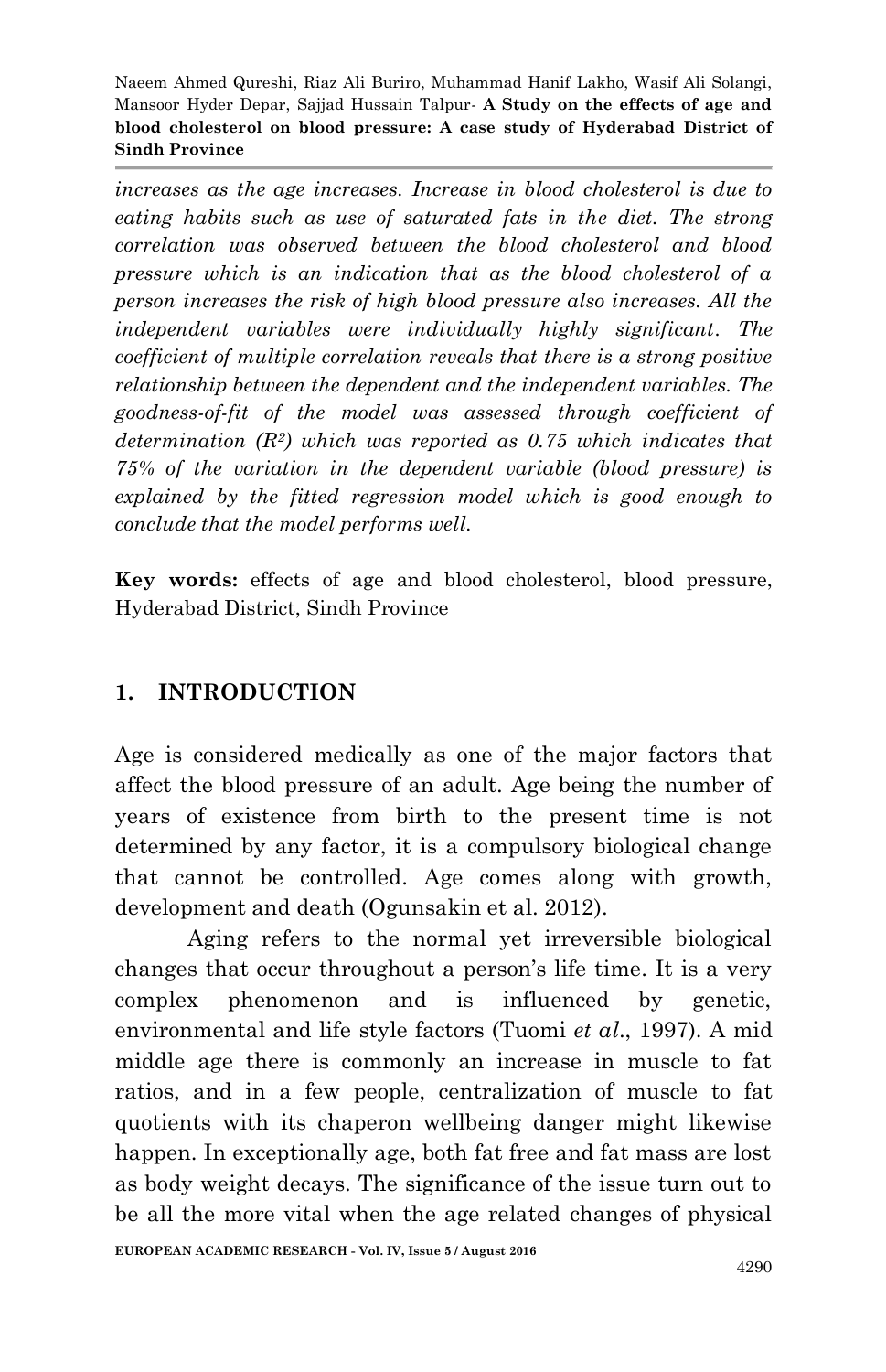*increases as the age increases. Increase in blood cholesterol is due to eating habits such as use of saturated fats in the diet. The strong correlation was observed between the blood cholesterol and blood pressure which is an indication that as the blood cholesterol of a person increases the risk of high blood pressure also increases. All the independent variables were individually highly significant. The coefficient of multiple correlation reveals that there is a strong positive relationship between the dependent and the independent variables. The goodness-of-fit of the model was assessed through coefficient of determination ($R^2$) which was reported as 0.75 which indicates that 75% of the variation in the dependent variable (blood pressure) is explained by the fitted regression model which is good enough to conclude that the model performs well.*

**Key words:** effects of age and blood cholesterol, blood pressure, Hyderabad District, Sindh Province

## 1. INTRODUCTION

Age is considered medically as one of the major factors that affect the blood pressure of an adult. Age being the number of years of existence from birth to the present time is not determined by any factor, it is a compulsory biological change that cannot be controlled. Age comes along with growth, development and death (Ogunsakin et al. 2012).

Aging refers to the normal yet irreversible biological changes that occur throughout a person's life time. It is a very complex phenomenon and is influenced by genetic, environmental and life style factors (Tuomi *et al*., 1997). A mid middle age there is commonly an increase in muscle to fat ratios, and in a few people, centralization of muscle to fat quotients with its chaperon wellbeing danger might likewise happen. In exceptionally age, both fat free and fat mass are lost as body weight decays. The significance of the issue turn out to be all the more vital when the age related changes of physical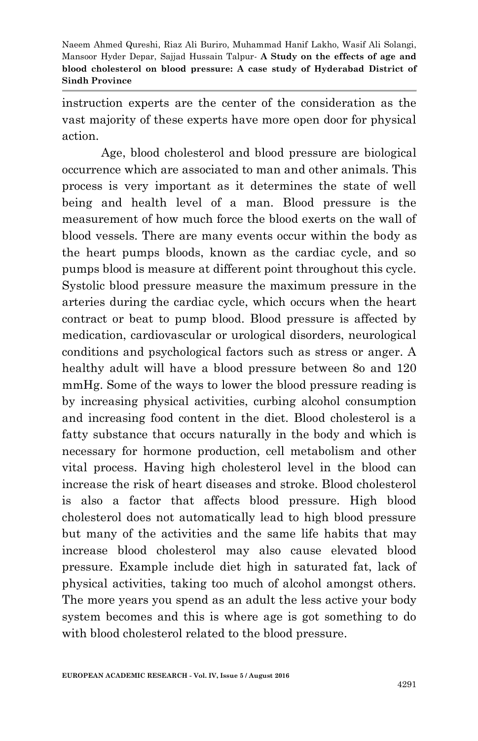instruction experts are the center of the consideration as the vast majority of these experts have more open door for physical action.

Age, blood cholesterol and blood pressure are biological occurrence which are associated to man and other animals. This process is very important as it determines the state of well being and health level of a man. Blood pressure is the measurement of how much force the blood exerts on the wall of blood vessels. There are many events occur within the body as the heart pumps bloods, known as the cardiac cycle, and so pumps blood is measure at different point throughout this cycle. Systolic blood pressure measure the maximum pressure in the arteries during the cardiac cycle, which occurs when the heart contract or beat to pump blood. Blood pressure is affected by medication, cardiovascular or urological disorders, neurological conditions and psychological factors such as stress or anger. A healthy adult will have a blood pressure between 8o and 120 mmHg. Some of the ways to lower the blood pressure reading is by increasing physical activities, curbing alcohol consumption and increasing food content in the diet. Blood cholesterol is a fatty substance that occurs naturally in the body and which is necessary for hormone production, cell metabolism and other vital process. Having high cholesterol level in the blood can increase the risk of heart diseases and stroke. Blood cholesterol is also a factor that affects blood pressure. High blood cholesterol does not automatically lead to high blood pressure but many of the activities and the same life habits that may increase blood cholesterol may also cause elevated blood pressure. Example include diet high in saturated fat, lack of physical activities, taking too much of alcohol amongst others. The more years you spend as an adult the less active your body system becomes and this is where age is got something to do with blood cholesterol related to the blood pressure.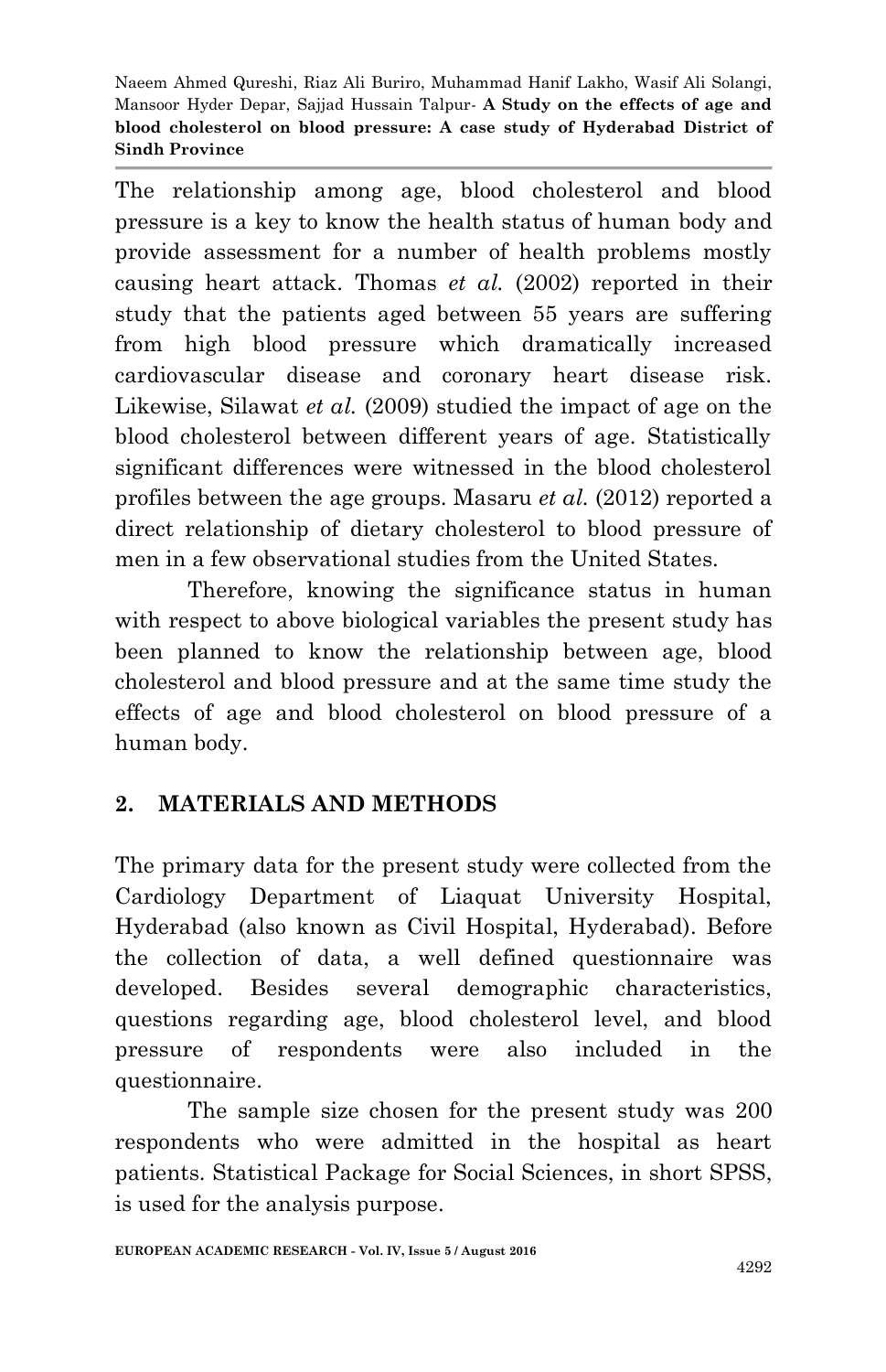The relationship among age, blood cholesterol and blood pressure is a key to know the health status of human body and provide assessment for a number of health problems mostly causing heart attack. Thomas *et al.* (2002) reported in their study that the patients aged between 55 years are suffering from high blood pressure which dramatically increased cardiovascular disease and coronary heart disease risk. Likewise, Silawat *et al.* (2009) studied the impact of age on the blood cholesterol between different years of age. Statistically significant differences were witnessed in the blood cholesterol profiles between the age groups. Masaru *et al.* (2012) reported a direct relationship of dietary cholesterol to blood pressure of men in a few observational studies from the United States.

Therefore, knowing the significance status in human with respect to above biological variables the present study has been planned to know the relationship between age, blood cholesterol and blood pressure and at the same time study the effects of age and blood cholesterol on blood pressure of a human body.

## 2. MATERIALS AND METHODS

The primary data for the present study were collected from the Cardiology Department of Liaquat University Hospital, Hyderabad (also known as Civil Hospital, Hyderabad). Before the collection of data, a well defined questionnaire was developed. Besides several demographic characteristics, questions regarding age, blood cholesterol level, and blood pressure of respondents were also included in the questionnaire.

The sample size chosen for the present study was 200 respondents who were admitted in the hospital as heart patients. Statistical Package for Social Sciences, in short SPSS, is used for the analysis purpose.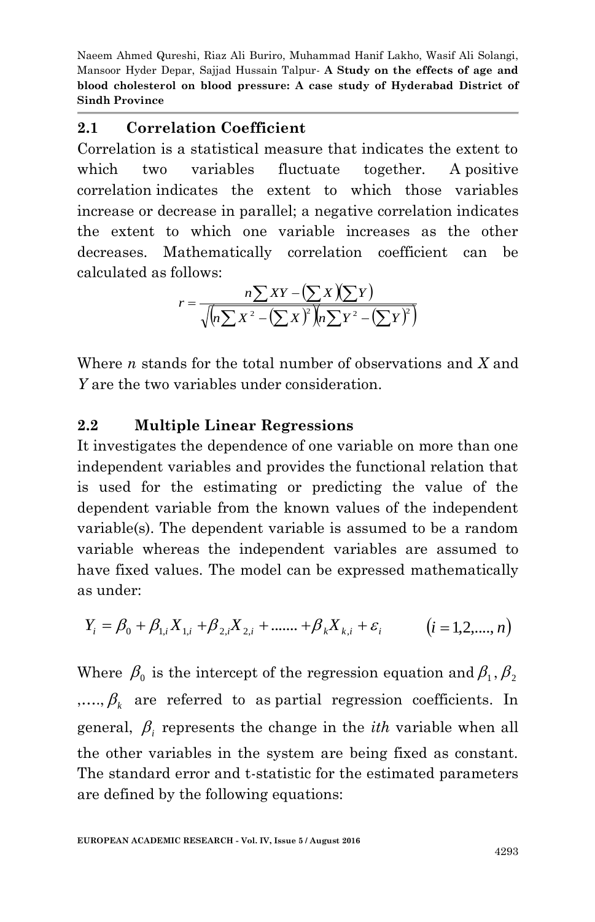## 2.1 Correlation Coefficient

Correlation is a statistical measure that indicates the extent to which two variables fluctuate together. A positive correlation indicates the extent to which those variables increase or decrease in parallel; a negative correlation indicates the extent to which one variable increases as the other decreases. Mathematically correlation coefficient can be calculated as follows:

$$r = \frac{n\sum XY - \left(\sum X\right)\left(\sum Y\right)}{\sqrt{\left(n\sum X^2 - \left(\sum X\right)^2\right)\left(n\sum Y^2 - \left(\sum Y\right)^2\right)}}$$

Where *n* stands for the total number of observations and *X* and *Y* are the two variables under consideration.

## 2.2 Multiple Linear Regressions

It investigates the dependence of one variable on more than one independent variables and provides the functional relation that is used for the estimating or predicting the value of the dependent variable from the known values of the independent variable(s). The dependent variable is assumed to be a random variable whereas the independent variables are assumed to have fixed values. The model can be expressed mathematically as under:

$$Y_i = \beta_0 + \beta_{1,i}X_{1,i} + \beta_{2,i}X_{2,i} + ....... + \beta_k X_{k,i} + \varepsilon_i \qquad \left(i = 1,2,...., n\right)$$

Where $\beta_0$ is the intercept of the regression equation and $\beta_1$, $\beta_2$ ,...., $\beta_k$ are referred to as partial regression coefficients. In general, $\beta_i$ represents the change in the *ith* variable when all the other variables in the system are being fixed as constant. The standard error and t-statistic for the estimated parameters are defined by the following equations: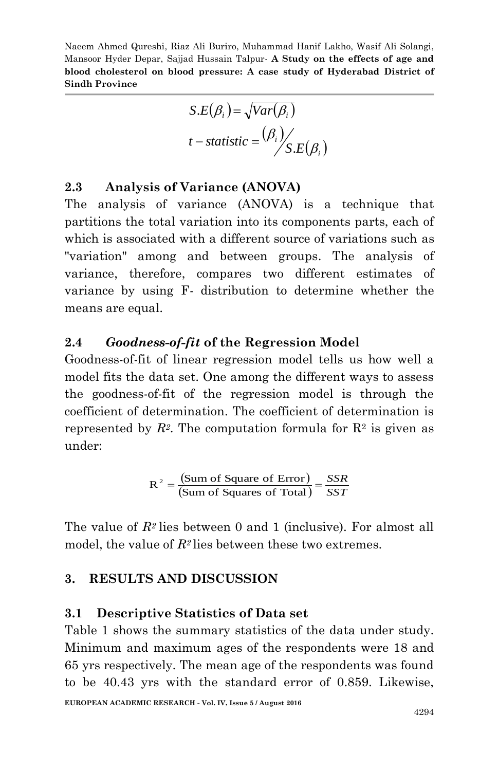$$S.E(\beta_i) = \sqrt{Var(\beta_i)}$$

$$t - statistic = \frac{(\beta_i)}{S.E(\beta_i)}$$

### 2.3 Analysis of Variance (ANOVA)

The analysis of variance (ANOVA) is a technique that partitions the total variation into its components parts, each of which is associated with a different source of variations such as "variation" among and between groups. The analysis of variance, therefore, compares two different estimates of variance by using F- distribution to determine whether the means are equal.

### 2.4 *Goodness-of-fit* of the Regression Model

Goodness-of-fit of linear regression model tells us how well a model fits the data set. One among the different ways to assess the goodness-of-fit of the regression model is through the coefficient of determination. The coefficient of determination is represented by $R^2$. The computation formula for $R^2$ is given as under:

$$R^2 = \frac{(\text{Sum of Square of Error})}{(\text{Sum of Squares of Total})} = \frac{SSR}{SST}$$

The value of $R^2$ lies between 0 and 1 (inclusive). For almost all model, the value of $R^2$ lies between these two extremes.

## 3. RESULTS AND DISCUSSION

### 3.1 Descriptive Statistics of Data set

Table 1 shows the summary statistics of the data under study. Minimum and maximum ages of the respondents were 18 and 65 yrs respectively. The mean age of the respondents was found to be 40.43 yrs with the standard error of 0.859. Likewise,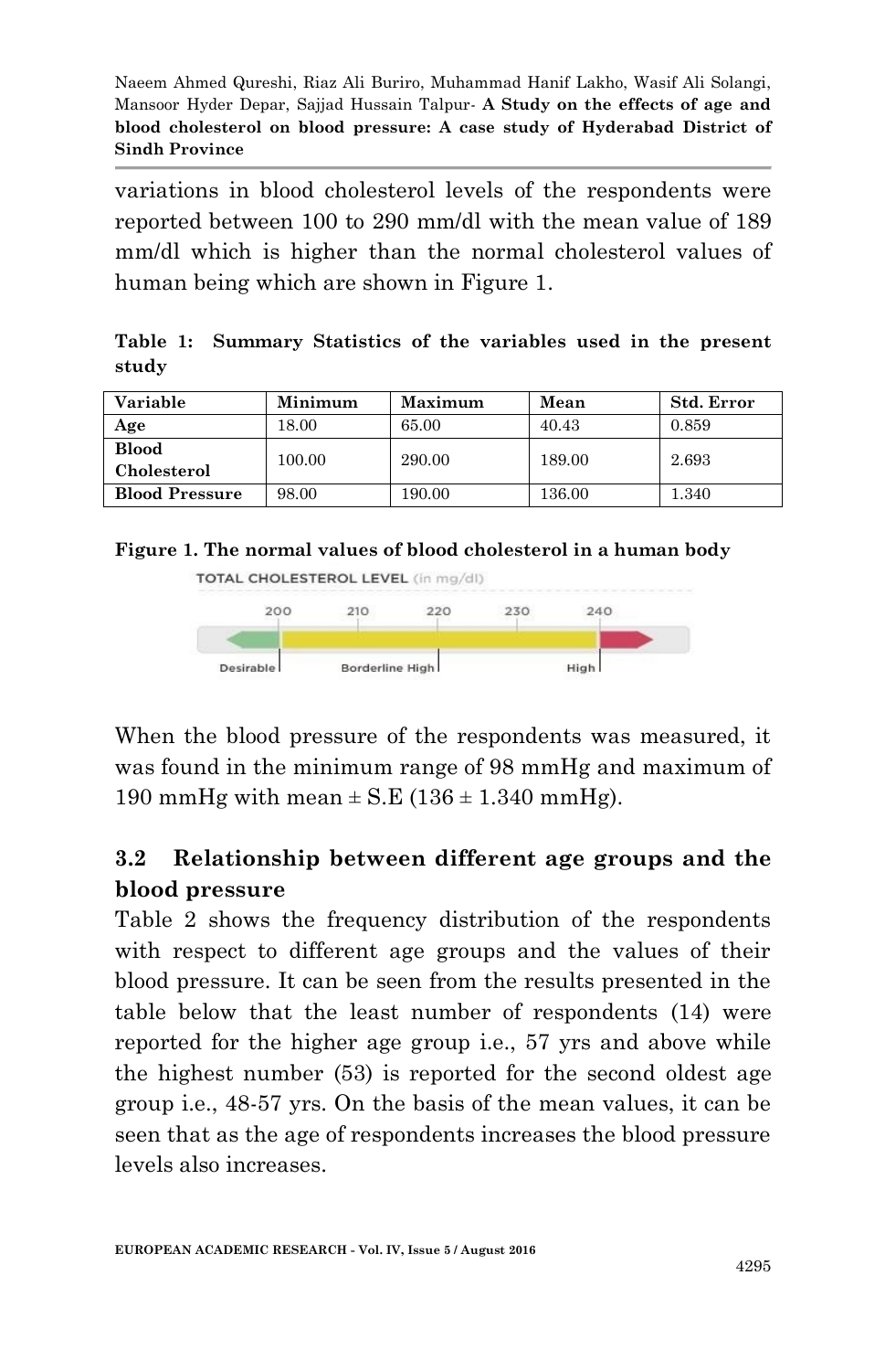variations in blood cholesterol levels of the respondents were reported between 100 to 290 mm/dl with the mean value of 189 mm/dl which is higher than the normal cholesterol values of human being which are shown in Figure 1.

**Table 1: Summary Statistics of the variables used in the present study**

| Variable | Minimum | Maximum | Mean | Std. Error |
|---|---|---|---|---|
| **Age** | 18.00 | 65.00 | 40.43 | 0.859 |
| **Blood Cholesterol** | 100.00 | 290.00 | 189.00 | 2.693 |
| **Blood Pressure** | 98.00 | 190.00 | 136.00 | 1.340 |

**Figure 1. The normal values of blood cholesterol in a human body**

TOTAL CHOLESTEROL LEVEL (in mg/dl)

200 210 220 230 240

Desirable | Borderline High | High

When the blood pressure of the respondents was measured, it was found in the minimum range of 98 mmHg and maximum of 190 mmHg with mean ± S.E (136 ± 1.340 mmHg).

## 3.2 Relationship between different age groups and the blood pressure

Table 2 shows the frequency distribution of the respondents with respect to different age groups and the values of their blood pressure. It can be seen from the results presented in the table below that the least number of respondents (14) were reported for the higher age group i.e., 57 yrs and above while the highest number (53) is reported for the second oldest age group i.e., 48-57 yrs. On the basis of the mean values, it can be seen that as the age of respondents increases the blood pressure levels also increases.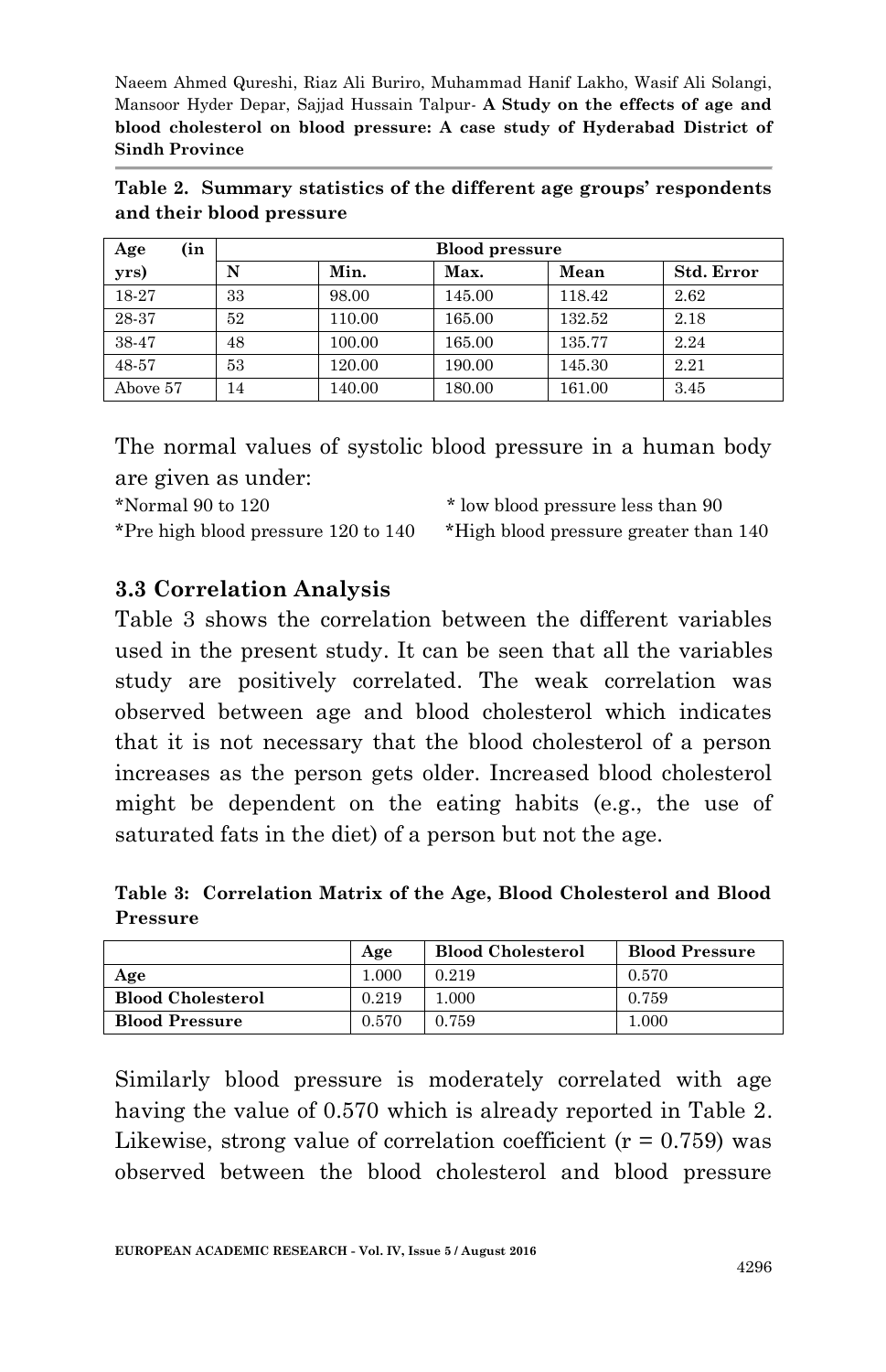**Table 2. Summary statistics of the different age groups' respondents and their blood pressure**

| Age (in yrs) | Blood pressure | | | | |
|---|---|---|---|---|---|
| | N | Min. | Max. | Mean | Std. Error |
| 18-27 | 33 | 98.00 | 145.00 | 118.42 | 2.62 |
| 28-37 | 52 | 110.00 | 165.00 | 132.52 | 2.18 |
| 38-47 | 48 | 100.00 | 165.00 | 135.77 | 2.24 |
| 48-57 | 53 | 120.00 | 190.00 | 145.30 | 2.21 |
| Above 57 | 14 | 140.00 | 180.00 | 161.00 | 3.45 |

The normal values of systolic blood pressure in a human body are given as under:

*Normal 90 to 120

* low blood pressure less than 90

*Pre high blood pressure 120 to 140

*High blood pressure greater than 140

### 3.3 Correlation Analysis

Table 3 shows the correlation between the different variables used in the present study. It can be seen that all the variables study are positively correlated. The weak correlation was observed between age and blood cholesterol which indicates that it is not necessary that the blood cholesterol of a person increases as the person gets older. Increased blood cholesterol might be dependent on the eating habits (e.g., the use of saturated fats in the diet) of a person but not the age.

**Table 3: Correlation Matrix of the Age, Blood Cholesterol and Blood Pressure**

| | Age | Blood Cholesterol | Blood Pressure |
|---|---|---|---|
| **Age** | 1.000 | 0.219 | 0.570 |
| **Blood Cholesterol** | 0.219 | 1.000 | 0.759 |
| **Blood Pressure** | 0.570 | 0.759 | 1.000 |

Similarly blood pressure is moderately correlated with age having the value of 0.570 which is already reported in Table 2. Likewise, strong value of correlation coefficient ($r = 0.759$) was observed between the blood cholesterol and blood pressure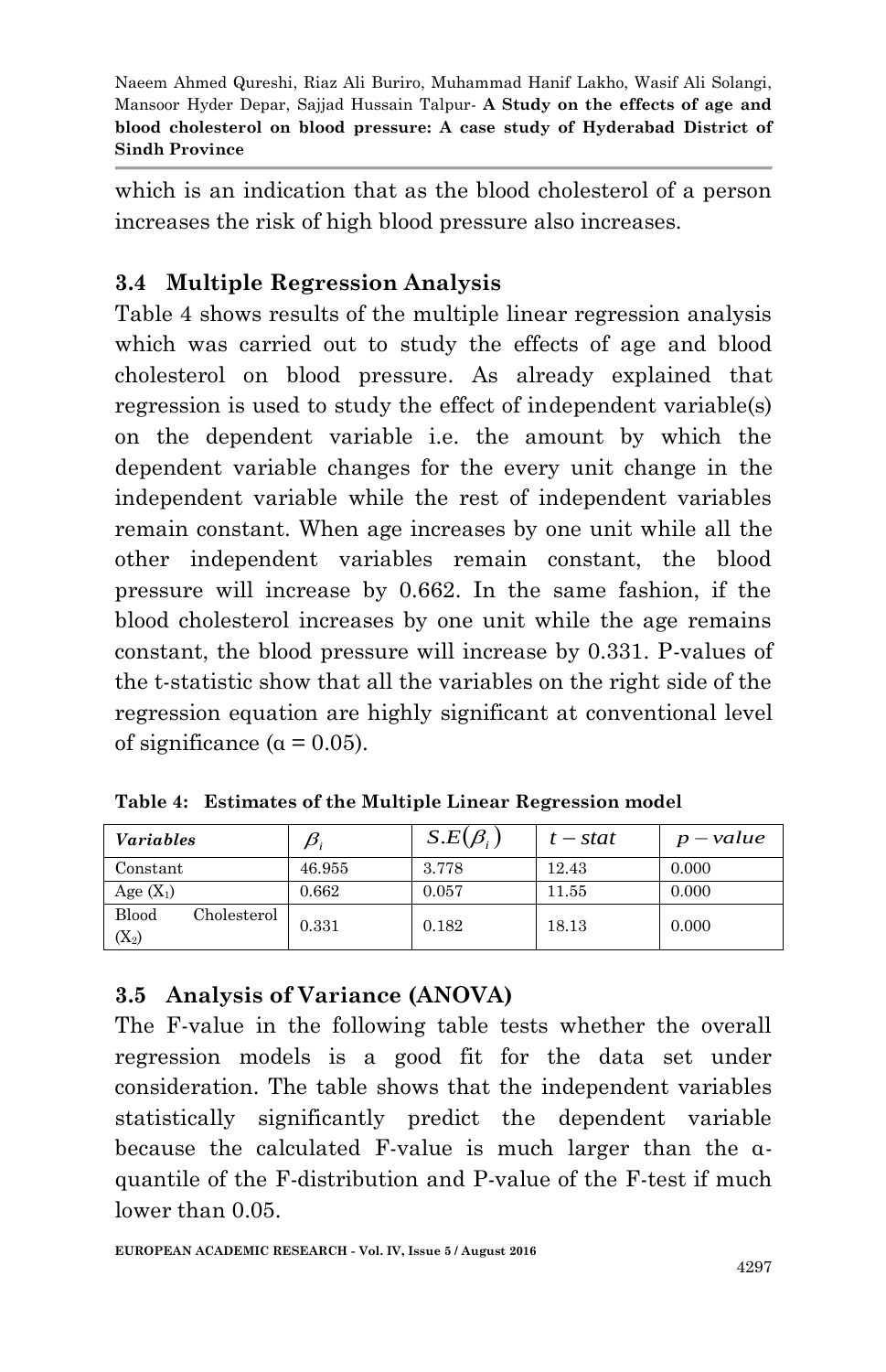which is an indication that as the blood cholesterol of a person increases the risk of high blood pressure also increases.

## 3.4 Multiple Regression Analysis

Table 4 shows results of the multiple linear regression analysis which was carried out to study the effects of age and blood cholesterol on blood pressure. As already explained that regression is used to study the effect of independent variable(s) on the dependent variable i.e. the amount by which the dependent variable changes for the every unit change in the independent variable while the rest of independent variables remain constant. When age increases by one unit while all the other independent variables remain constant, the blood pressure will increase by 0.662. In the same fashion, if the blood cholesterol increases by one unit while the age remains constant, the blood pressure will increase by 0.331. P-values of the t-statistic show that all the variables on the right side of the regression equation are highly significant at conventional level of significance (α = 0.05).

**Table 4: Estimates of the Multiple Linear Regression model**

| *Variables* | $\beta_i$ | $S.E(\beta_i)$ | $t-stat$ | $p-value$ |
|---|---|---|---|---|
| Constant | 46.955 | 3.778 | 12.43 | 0.000 |
| Age ($X_1$) | 0.662 | 0.057 | 11.55 | 0.000 |
| Blood Cholesterol ($X_2$) | 0.331 | 0.182 | 18.13 | 0.000 |

## 3.5 Analysis of Variance (ANOVA)

The F-value in the following table tests whether the overall regression models is a good fit for the data set under consideration. The table shows that the independent variables statistically significantly predict the dependent variable because the calculated F-value is much larger than the α-quantile of the F-distribution and P-value of the F-test if much lower than 0.05.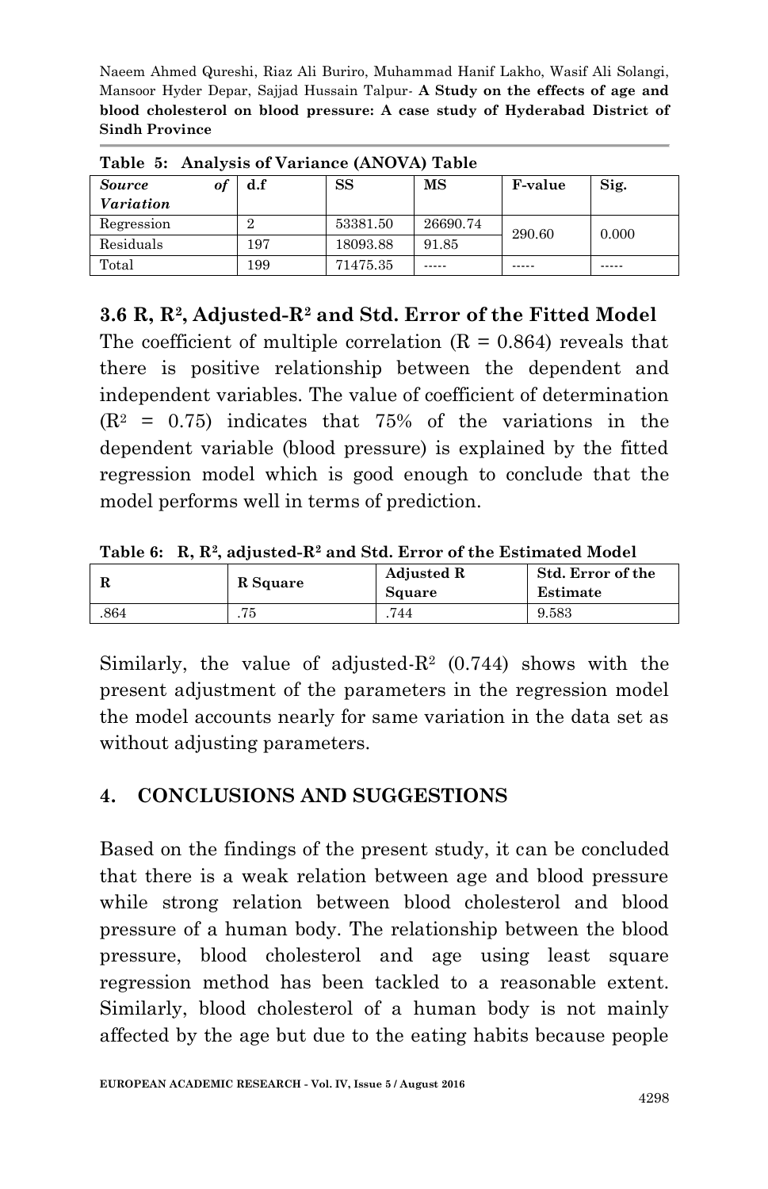**Table 5: Analysis of Variance (ANOVA) Table**

| *Source of Variation* | d.f | SS | MS | F-value | Sig. |
|---|---|---|---|---|---|
| Regression | 2 | 53381.50 | 26690.74 | 290.60 | 0.000 |
| Residuals | 197 | 18093.88 | 91.85 | | |
| Total | 199 | 71475.35 | ----- | ----- | ----- |

### 3.6 R, $R^2$, Adjusted-$R^2$ and Std. Error of the Fitted Model

The coefficient of multiple correlation (R = 0.864) reveals that there is positive relationship between the dependent and independent variables. The value of coefficient of determination ($R^2$ = 0.75) indicates that 75% of the variations in the dependent variable (blood pressure) is explained by the fitted regression model which is good enough to conclude that the model performs well in terms of prediction.

**Table 6: R, $R^2$, adjusted-$R^2$ and Std. Error of the Estimated Model**

| R | R Square | Adjusted R Square | Std. Error of the Estimate |
|---|---|---|---|
| .864 | .75 | .744 | 9.583 |

Similarly, the value of adjusted-$R^2$ (0.744) shows with the present adjustment of the parameters in the regression model the model accounts nearly for same variation in the data set as without adjusting parameters.

## 4. CONCLUSIONS AND SUGGESTIONS

Based on the findings of the present study, it can be concluded that there is a weak relation between age and blood pressure while strong relation between blood cholesterol and blood pressure of a human body. The relationship between the blood pressure, blood cholesterol and age using least square regression method has been tackled to a reasonable extent. Similarly, blood cholesterol of a human body is not mainly affected by the age but due to the eating habits because people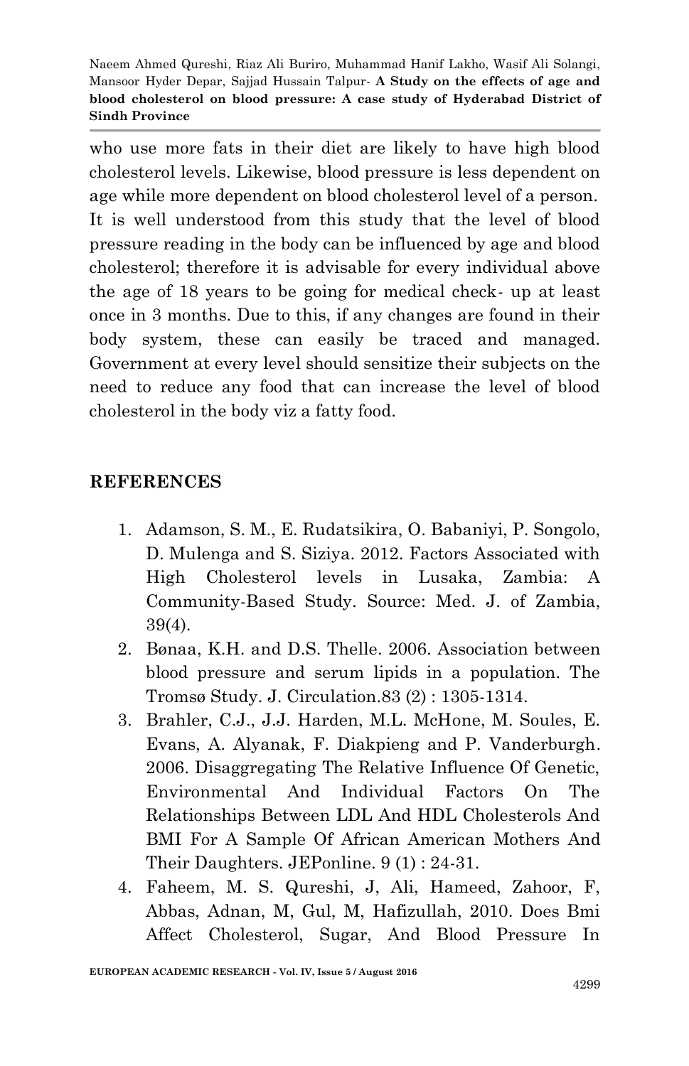who use more fats in their diet are likely to have high blood cholesterol levels. Likewise, blood pressure is less dependent on age while more dependent on blood cholesterol level of a person. It is well understood from this study that the level of blood pressure reading in the body can be influenced by age and blood cholesterol; therefore it is advisable for every individual above the age of 18 years to be going for medical check- up at least once in 3 months. Due to this, if any changes are found in their body system, these can easily be traced and managed. Government at every level should sensitize their subjects on the need to reduce any food that can increase the level of blood cholesterol in the body viz a fatty food.

## REFERENCES

1. Adamson, S. M., E. Rudatsikira, O. Babaniyi, P. Songolo, D. Mulenga and S. Siziya. 2012. Factors Associated with High Cholesterol levels in Lusaka, Zambia: A Community-Based Study. Source: Med. J. of Zambia, 39(4).
2. Bønaa, K.H. and D.S. Thelle. 2006. Association between blood pressure and serum lipids in a population. The Tromsø Study. J. Circulation.83 (2) : 1305-1314.
3. Brahler, C.J., J.J. Harden, M.L. McHone, M. Soules, E. Evans, A. Alyanak, F. Diakpieng and P. Vanderburgh. 2006. Disaggregating The Relative Influence Of Genetic, Environmental And Individual Factors On The Relationships Between LDL And HDL Cholesterols And BMI For A Sample Of African American Mothers And Their Daughters. JEPonline. 9 (1) : 24-31.
4. Faheem, M. S. Qureshi, J, Ali, Hameed, Zahoor, F, Abbas, Adnan, M, Gul, M, Hafizullah, 2010. Does Bmi Affect Cholesterol, Sugar, And Blood Pressure In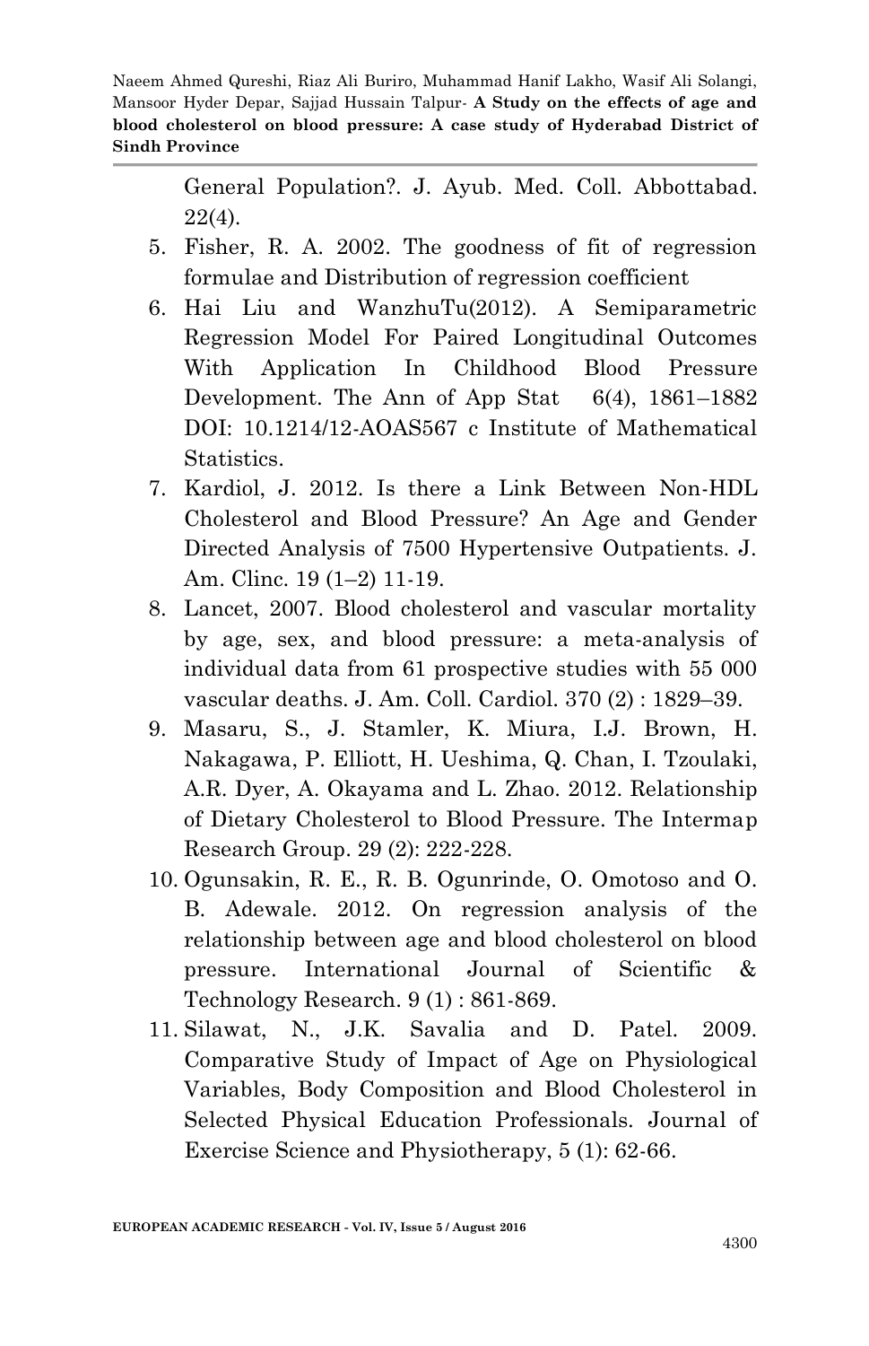General Population?. J. Ayub. Med. Coll. Abbottabad. 22(4).

5. Fisher, R. A. 2002. The goodness of fit of regression formulae and Distribution of regression coefficient
6. Hai Liu and WanzhuTu(2012). A Semiparametric Regression Model For Paired Longitudinal Outcomes With Application In Childhood Blood Pressure Development. The Ann of App Stat 6(4), 1861–1882 DOI: 10.1214/12-AOAS567 c Institute of Mathematical Statistics.
7. Kardiol, J. 2012. Is there a Link Between Non-HDL Cholesterol and Blood Pressure? An Age and Gender Directed Analysis of 7500 Hypertensive Outpatients. J. Am. Clinc. 19 (1–2) 11-19.
8. Lancet, 2007. Blood cholesterol and vascular mortality by age, sex, and blood pressure: a meta-analysis of individual data from 61 prospective studies with 55 000 vascular deaths. J. Am. Coll. Cardiol. 370 (2) : 1829–39.
9. Masaru, S., J. Stamler, K. Miura, I.J. Brown, H. Nakagawa, P. Elliott, H. Ueshima, Q. Chan, I. Tzoulaki, A.R. Dyer, A. Okayama and L. Zhao. 2012. Relationship of Dietary Cholesterol to Blood Pressure. The Intermap Research Group. 29 (2): 222-228.
10. Ogunsakin, R. E., R. B. Ogunrinde, O. Omotoso and O. B. Adewale. 2012. On regression analysis of the relationship between age and blood cholesterol on blood pressure. International Journal of Scientific & Technology Research. 9 (1) : 861-869.
11. Silawat, N., J.K. Savalia and D. Patel. 2009. Comparative Study of Impact of Age on Physiological Variables, Body Composition and Blood Cholesterol in Selected Physical Education Professionals. Journal of Exercise Science and Physiotherapy, 5 (1): 62-66.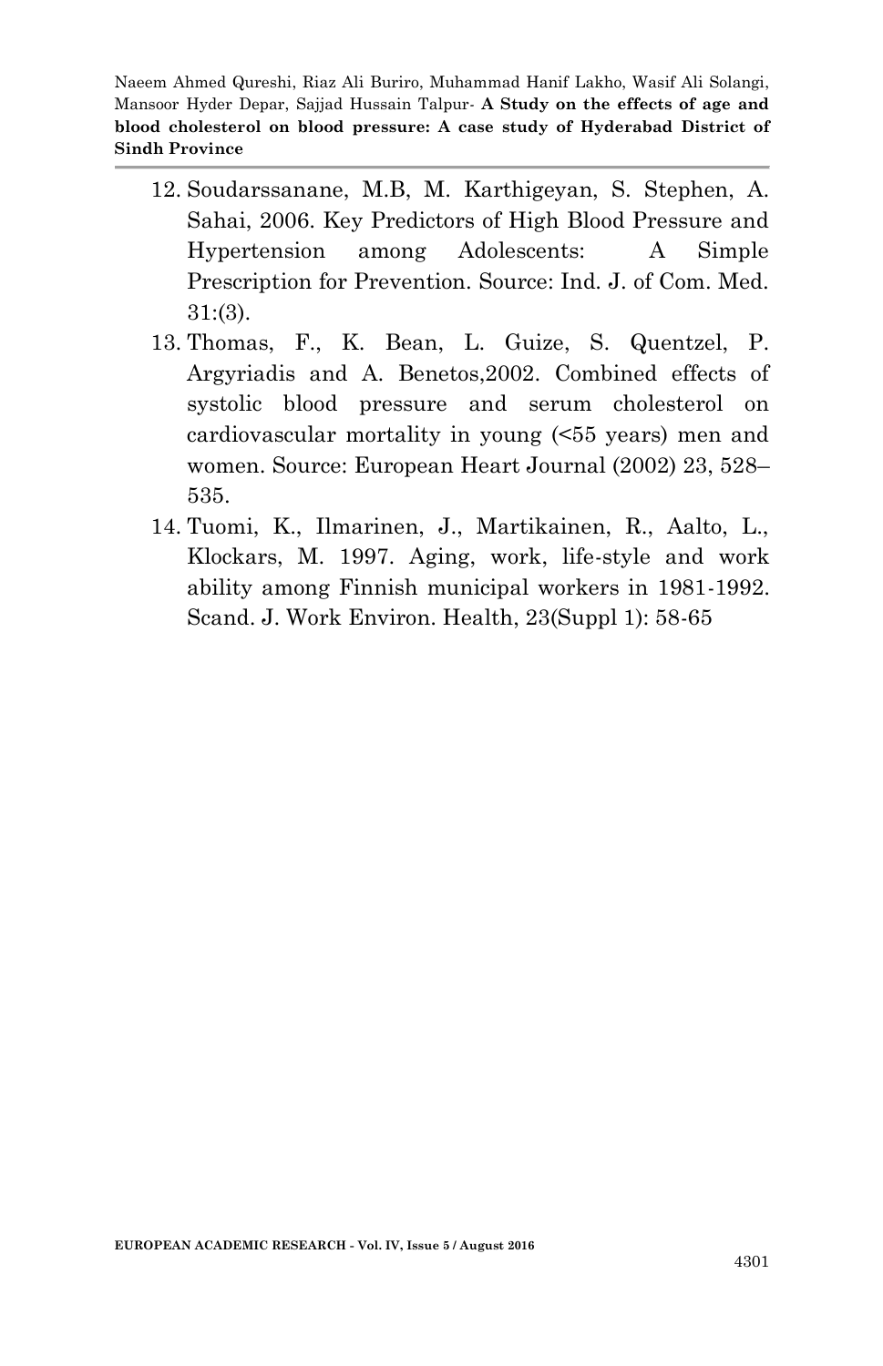12. Soudarssanane, M.B, M. Karthigeyan, S. Stephen, A. Sahai, 2006. Key Predictors of High Blood Pressure and Hypertension among Adolescents: A Simple Prescription for Prevention. Source: Ind. J. of Com. Med. 31:(3).
13. Thomas, F., K. Bean, L. Guize, S. Quentzel, P. Argyriadis and A. Benetos,2002. Combined effects of systolic blood pressure and serum cholesterol on cardiovascular mortality in young (<55 years) men and women. Source: European Heart Journal (2002) 23, 528–535.
14. Tuomi, K., Ilmarinen, J., Martikainen, R., Aalto, L., Klockars, M. 1997. Aging, work, life-style and work ability among Finnish municipal workers in 1981-1992. Scand. J. Work Environ. Health, 23(Suppl 1): 58-65